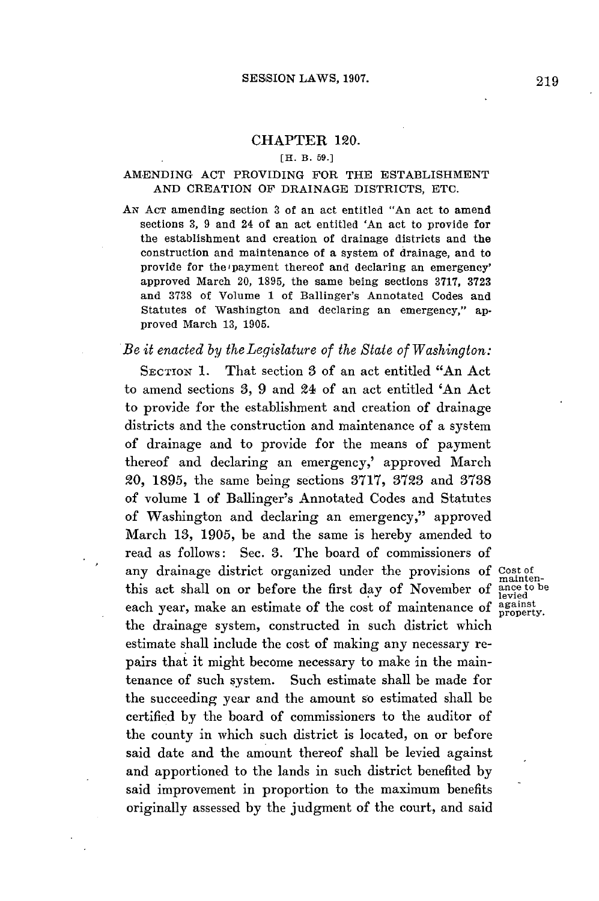## CHAPTER 120.

[H. B. 59.]

### AMENDING ACT PROVIDING FOR THE ESTABLISHMENT AND CREATION OF DRAINAGE DISTRICTS, ETC.

AN ACT amending section 3 of an act entitled "An act to amend sections 3, 9 and 24 of an act entitled 'An act to provide for the establishment and creation of drainage districts and the construction and maintenance of a system of drainage, and to provide for the payment thereof and declaring an emergency' approved March 20, 1895, the same being sections 3717, 3723 and 3738 of Volume 1 of Ballinger's Annotated Codes and Statutes of Washington and declaring an emergency," approved March 13, 1905.

*Be it enacted by the Legislature of the State of Washington:*

SECTION 1. That section 3 of an act entitled "An Act to amend sections 3, 9 and 24 of an act entitled 'An Act to provide for the establishment and creation of drainage districts and the construction and maintenance of a system of drainage and to provide for the means of payment thereof and declaring an emergency,' approved March 20, 1895, the same being sections 3717, 3723 and 3738 of volume 1 of Ballinger's Annotated Codes and Statutes of Washington and declaring an emergency," approved March 13, 1905, be and the same is hereby amended to read as follows: Sec. 3. The board of commissioners of any drainage district organized under the provisions of this act shall on or before the first day of November of each year, make an estimate of the cost of maintenance of the drainage system, constructed in such district which estimate shall include the cost of making any necessary repairs that it might become necessary to make in the maintenance of such system. Such estimate shall be made for the succeeding year and the amount so estimated shall be certified by the board of commissioners to the auditor of the county in which such district is located, on or before said date and the amount thereof shall be levied against and apportioned to the lands in such district benefited by said improvement in proportion to the maximum benefits originally assessed by the judgment of the court, and said

Cost of maintenance to be levied against property.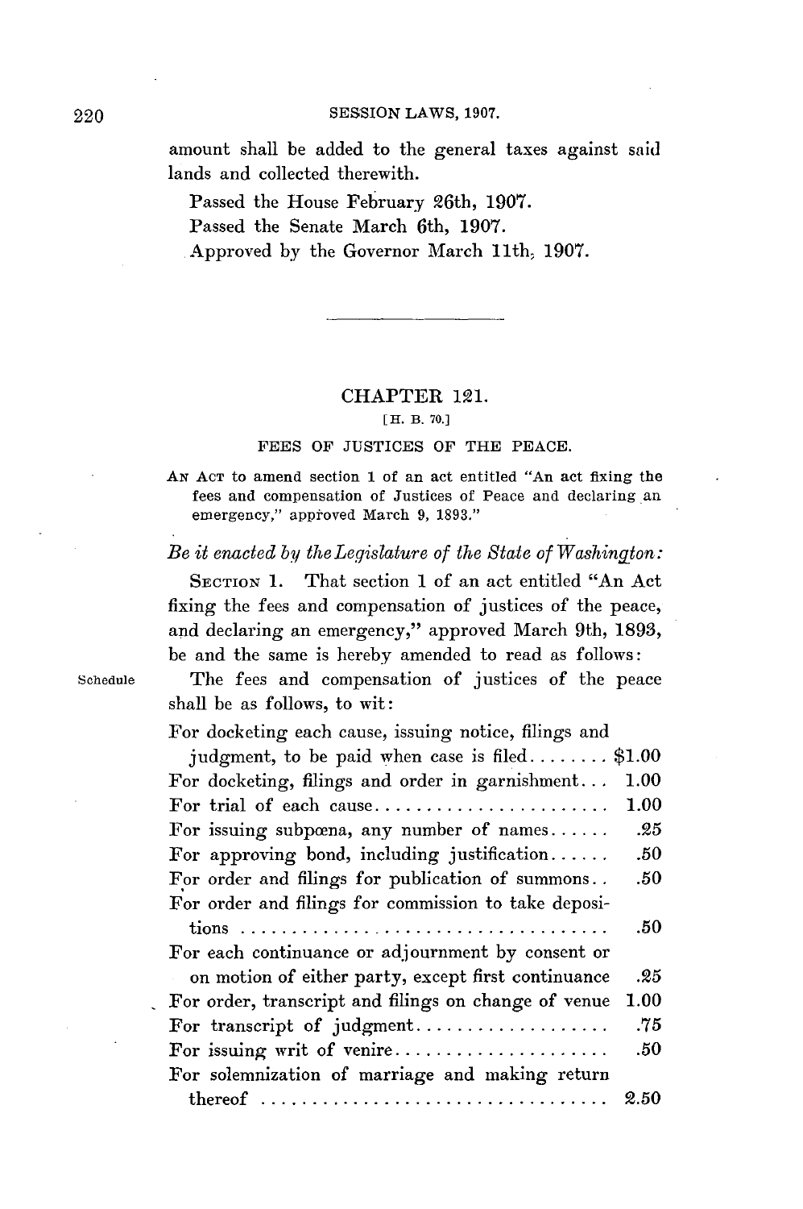amount shall be added to the general taxes against said lands and collected therewith.

Passed the House February 26th, 1907.

Passed the Senate March 6th, 1907.

Approved by the Governor March 11th, 1907.

## CHAPTER 121.

[H. B. 70.]

FEES OF JUSTICES OF THE PEACE.

AN ACT to amend section 1 of an act entitled "An act fixing the fees and compensation of Justices of Peace and declaring an emergency," approved March 9, 1893."

*Be it enacted by the Legislature of the State of Washington:*

SECTION 1. That section 1 of an act entitled "An Act fixing the fees and compensation of justices of the peace, and declaring an emergency," approved March 9th, 1893, be and the same is hereby amended to read as follows:

Schedule

The fees and compensation of justices of the peace shall be as follows, to wit:

| | |
|---|---|
| For docketing each cause, issuing notice, filings and judgment, to be paid when case is filed | $1.00 |
| For docketing, filings and order in garnishment | 1.00 |
| For trial of each cause | 1.00 |
| For issuing subpœna, any number of names | .25 |
| For approving bond, including justification | .50 |
| For order and filings for publication of summons | .50 |
| For order and filings for commission to take depositions | .50 |
| For each continuance or adjournment by consent or on motion of either party, except first continuance | .25 |
| For order, transcript and filings on change of venue | 1.00 |
| For transcript of judgment | .75 |
| For issuing writ of venire | .50 |
| For solemnization of marriage and making return thereof | 2.50 |